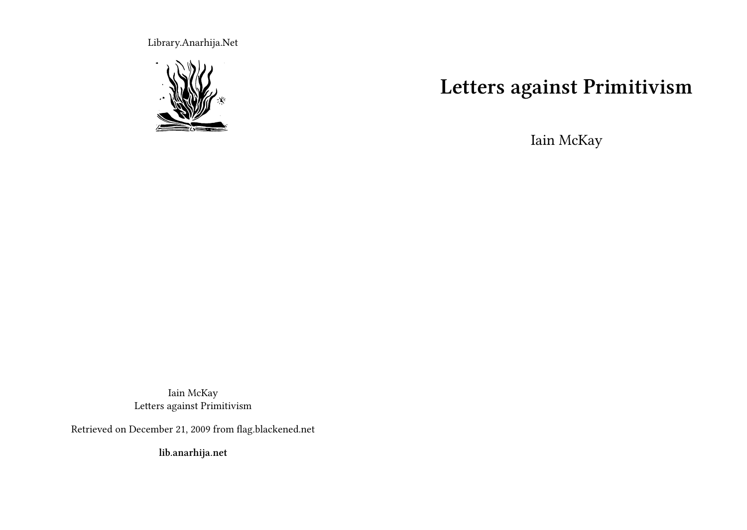Library.Anarhija.Net

# Letters against Primitivism

Iain McKay

Iain McKay
Letters against Primitivism

Retrieved on December 21, 2009 from flag.blackened.net

**lib.anarhija.net**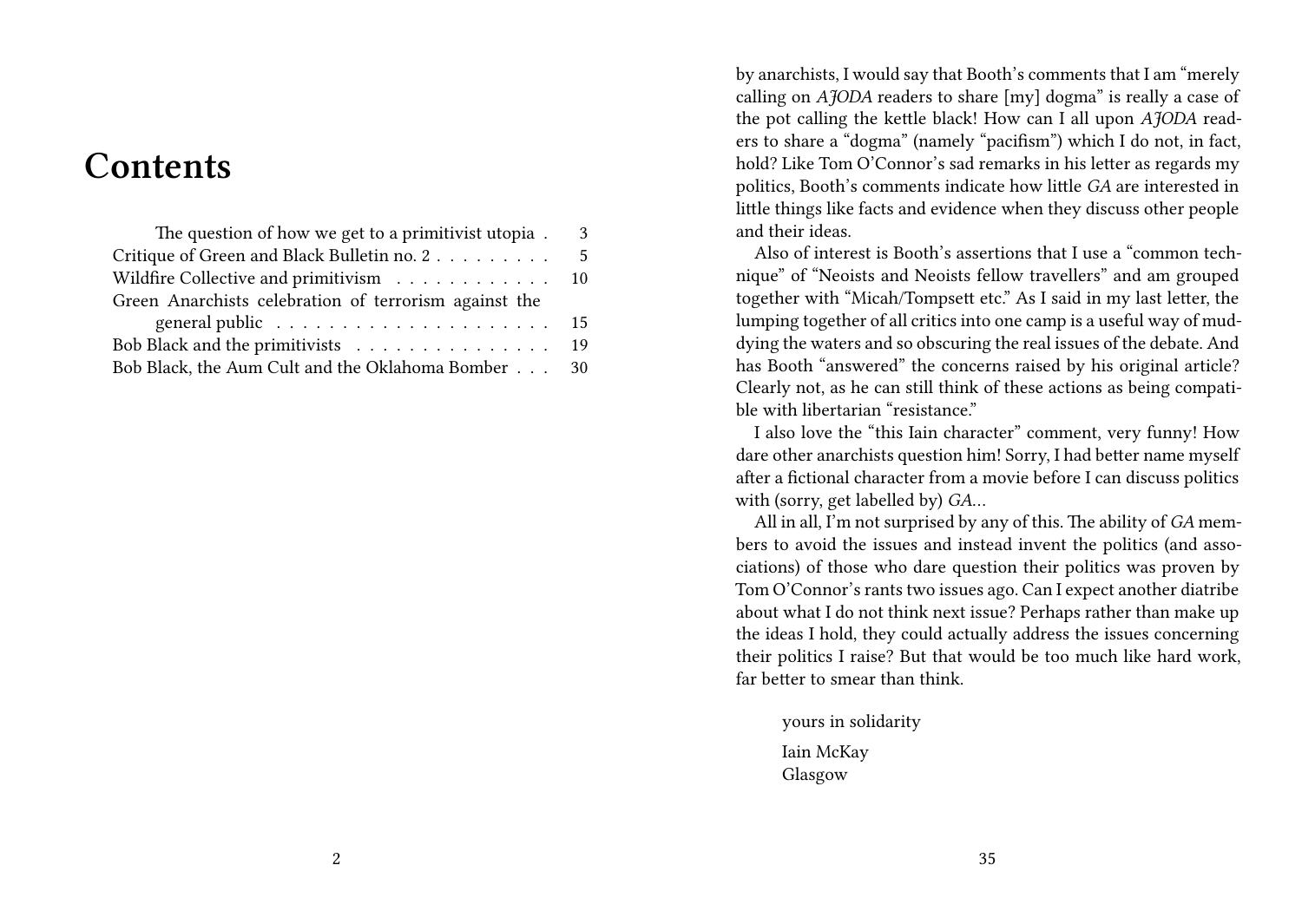# Contents

- The question of how we get to a primitivist utopia . . . 3
- Critique of Green and Black Bulletin no. 2 . . . . . . . . . 5
- Wildfire Collective and primitivism . . . . . . . . . . . . 10
- Green Anarchists celebration of terrorism against the general public . . . . . . . . . . . . . . . . . . . . . 15
- Bob Black and the primitivists . . . . . . . . . . . . . . . 19
- Bob Black, the Aum Cult and the Oklahoma Bomber . . . 30

by anarchists, I would say that Booth's comments that I am "merely calling on *AJODA* readers to share [my] dogma" is really a case of the pot calling the kettle black! How can I all upon *AJODA* readers to share a "dogma" (namely "pacifism") which I do not, in fact, hold? Like Tom O'Connor's sad remarks in his letter as regards my politics, Booth's comments indicate how little *GA* are interested in little things like facts and evidence when they discuss other people and their ideas.

Also of interest is Booth's assertions that I use a "common technique" of "Neoists and Neoists fellow travellers" and am grouped together with "Micah/Tompsett etc." As I said in my last letter, the lumping together of all critics into one camp is a useful way of muddying the waters and so obscuring the real issues of the debate. And has Booth "answered" the concerns raised by his original article? Clearly not, as he can still think of these actions as being compatible with libertarian "resistance."

I also love the "this Iain character" comment, very funny! How dare other anarchists question him! Sorry, I had better name myself after a fictional character from a movie before I can discuss politics with (sorry, get labelled by) *GA*…

All in all, I'm not surprised by any of this. The ability of *GA* members to avoid the issues and instead invent the politics (and associations) of those who dare question their politics was proven by Tom O'Connor's rants two issues ago. Can I expect another diatribe about what I do not think next issue? Perhaps rather than make up the ideas I hold, they could actually address the issues concerning their politics I raise? But that would be too much like hard work, far better to smear than think.

yours in solidarity

Iain McKay
Glasgow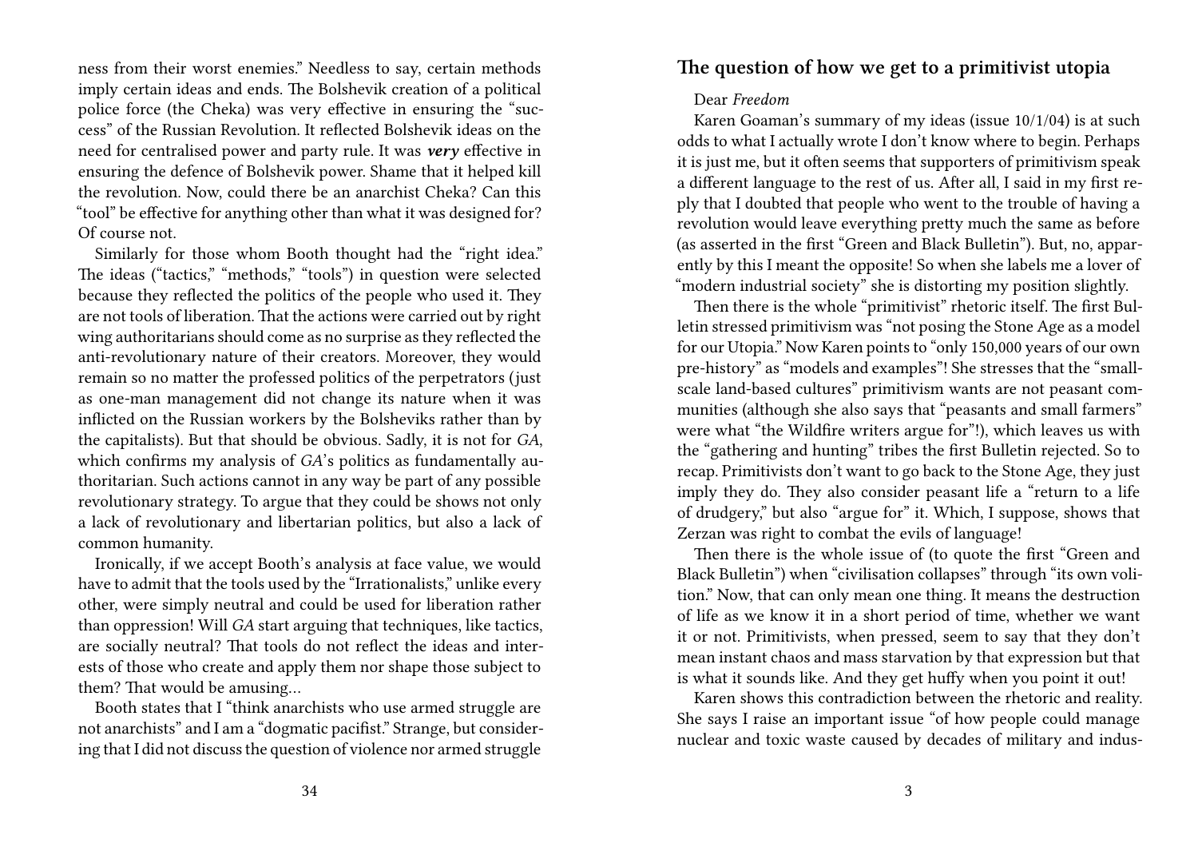ness from their worst enemies." Needless to say, certain methods imply certain ideas and ends. The Bolshevik creation of a political police force (the Cheka) was very effective in ensuring the "success" of the Russian Revolution. It reflected Bolshevik ideas on the need for centralised power and party rule. It was ***very*** effective in ensuring the defence of Bolshevik power. Shame that it helped kill the revolution. Now, could there be an anarchist Cheka? Can this "tool" be effective for anything other than what it was designed for? Of course not.

Similarly for those whom Booth thought had the "right idea." The ideas ("tactics," "methods," "tools") in question were selected because they reflected the politics of the people who used it. They are not tools of liberation. That the actions were carried out by right wing authoritarians should come as no surprise as they reflected the anti-revolutionary nature of their creators. Moreover, they would remain so no matter the professed politics of the perpetrators (just as one-man management did not change its nature when it was inflicted on the Russian workers by the Bolsheviks rather than by the capitalists). But that should be obvious. Sadly, it is not for *GA*, which confirms my analysis of *GA*'s politics as fundamentally authoritarian. Such actions cannot in any way be part of any possible revolutionary strategy. To argue that they could be shows not only a lack of revolutionary and libertarian politics, but also a lack of common humanity.

Ironically, if we accept Booth's analysis at face value, we would have to admit that the tools used by the "Irrationalists," unlike every other, were simply neutral and could be used for liberation rather than oppression! Will *GA* start arguing that techniques, like tactics, are socially neutral? That tools do not reflect the ideas and interests of those who create and apply them nor shape those subject to them? That would be amusing…

Booth states that I "think anarchists who use armed struggle are not anarchists" and I am a "dogmatic pacifist." Strange, but considering that I did not discuss the question of violence nor armed struggle

## The question of how we get to a primitivist utopia

Dear *Freedom*

Karen Goaman's summary of my ideas (issue 10/1/04) is at such odds to what I actually wrote I don't know where to begin. Perhaps it is just me, but it often seems that supporters of primitivism speak a different language to the rest of us. After all, I said in my first reply that I doubted that people who went to the trouble of having a revolution would leave everything pretty much the same as before (as asserted in the first "Green and Black Bulletin"). But, no, apparently by this I meant the opposite! So when she labels me a lover of "modern industrial society" she is distorting my position slightly.

Then there is the whole "primitivist" rhetoric itself. The first Bulletin stressed primitivism was "not posing the Stone Age as a model for our Utopia." Now Karen points to "only 150,000 years of our own pre-history" as "models and examples"! She stresses that the "small-scale land-based cultures" primitivism wants are not peasant communities (although she also says that "peasants and small farmers" were what "the Wildfire writers argue for"!), which leaves us with the "gathering and hunting" tribes the first Bulletin rejected. So to recap. Primitivists don't want to go back to the Stone Age, they just imply they do. They also consider peasant life a "return to a life of drudgery," but also "argue for" it. Which, I suppose, shows that Zerzan was right to combat the evils of language!

Then there is the whole issue of (to quote the first "Green and Black Bulletin") when "civilisation collapses" through "its own volition." Now, that can only mean one thing. It means the destruction of life as we know it in a short period of time, whether we want it or not. Primitivists, when pressed, seem to say that they don't mean instant chaos and mass starvation by that expression but that is what it sounds like. And they get huffy when you point it out!

Karen shows this contradiction between the rhetoric and reality. She says I raise an important issue "of how people could manage nuclear and toxic waste caused by decades of military and indus-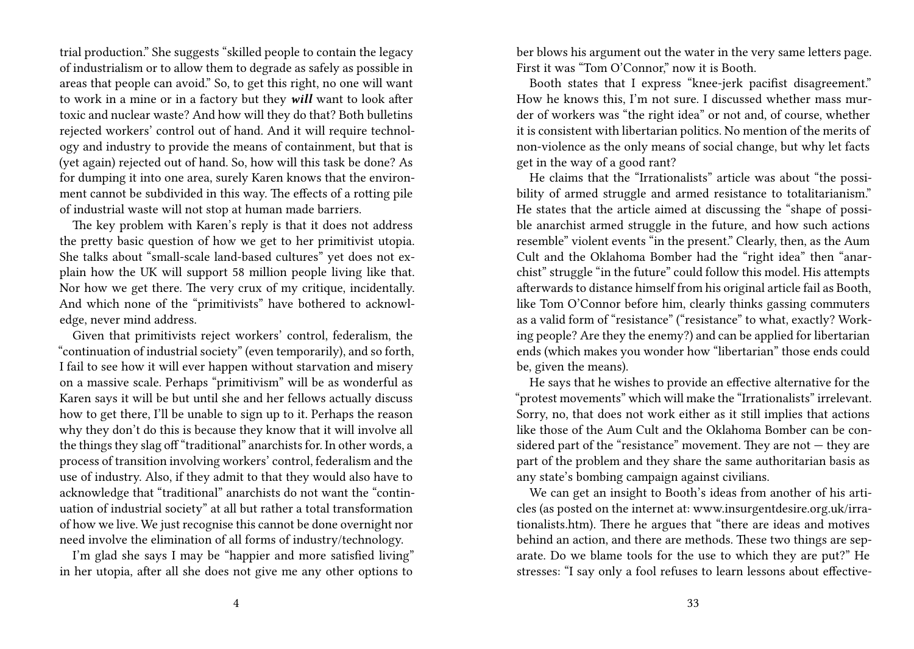trial production." She suggests "skilled people to contain the legacy of industrialism or to allow them to degrade as safely as possible in areas that people can avoid." So, to get this right, no one will want to work in a mine or in a factory but they ***will*** want to look after toxic and nuclear waste? And how will they do that? Both bulletins rejected workers' control out of hand. And it will require technology and industry to provide the means of containment, but that is (yet again) rejected out of hand. So, how will this task be done? As for dumping it into one area, surely Karen knows that the environment cannot be subdivided in this way. The effects of a rotting pile of industrial waste will not stop at human made barriers.

The key problem with Karen's reply is that it does not address the pretty basic question of how we get to her primitivist utopia. She talks about "small-scale land-based cultures" yet does not explain how the UK will support 58 million people living like that. Nor how we get there. The very crux of my critique, incidentally. And which none of the "primitivists" have bothered to acknowledge, never mind address.

Given that primitivists reject workers' control, federalism, the "continuation of industrial society" (even temporarily), and so forth, I fail to see how it will ever happen without starvation and misery on a massive scale. Perhaps "primitivism" will be as wonderful as Karen says it will be but until she and her fellows actually discuss how to get there, I'll be unable to sign up to it. Perhaps the reason why they don't do this is because they know that it will involve all the things they slag off "traditional" anarchists for. In other words, a process of transition involving workers' control, federalism and the use of industry. Also, if they admit to that they would also have to acknowledge that "traditional" anarchists do not want the "continuation of industrial society" at all but rather a total transformation of how we live. We just recognise this cannot be done overnight nor need involve the elimination of all forms of industry/technology.

I'm glad she says I may be "happier and more satisfied living" in her utopia, after all she does not give me any other options to

ber blows his argument out the water in the very same letters page. First it was "Tom O'Connor," now it is Booth.

Booth states that I express "knee-jerk pacifist disagreement." How he knows this, I'm not sure. I discussed whether mass murder of workers was "the right idea" or not and, of course, whether it is consistent with libertarian politics. No mention of the merits of non-violence as the only means of social change, but why let facts get in the way of a good rant?

He claims that the "Irrationalists" article was about "the possibility of armed struggle and armed resistance to totalitarianism." He states that the article aimed at discussing the "shape of possible anarchist armed struggle in the future, and how such actions resemble" violent events "in the present." Clearly, then, as the Aum Cult and the Oklahoma Bomber had the "right idea" then "anarchist" struggle "in the future" could follow this model. His attempts afterwards to distance himself from his original article fail as Booth, like Tom O'Connor before him, clearly thinks gassing commuters as a valid form of "resistance" ("resistance" to what, exactly? Working people? Are they the enemy?) and can be applied for libertarian ends (which makes you wonder how "libertarian" those ends could be, given the means).

He says that he wishes to provide an effective alternative for the "protest movements" which will make the "Irrationalists" irrelevant. Sorry, no, that does not work either as it still implies that actions like those of the Aum Cult and the Oklahoma Bomber can be considered part of the "resistance" movement. They are not — they are part of the problem and they share the same authoritarian basis as any state's bombing campaign against civilians.

We can get an insight to Booth's ideas from another of his articles (as posted on the internet at: www.insurgentdesire.org.uk/irrationalists.htm). There he argues that "there are ideas and motives behind an action, and there are methods. These two things are separate. Do we blame tools for the use to which they are put?" He stresses: "I say only a fool refuses to learn lessons about effective-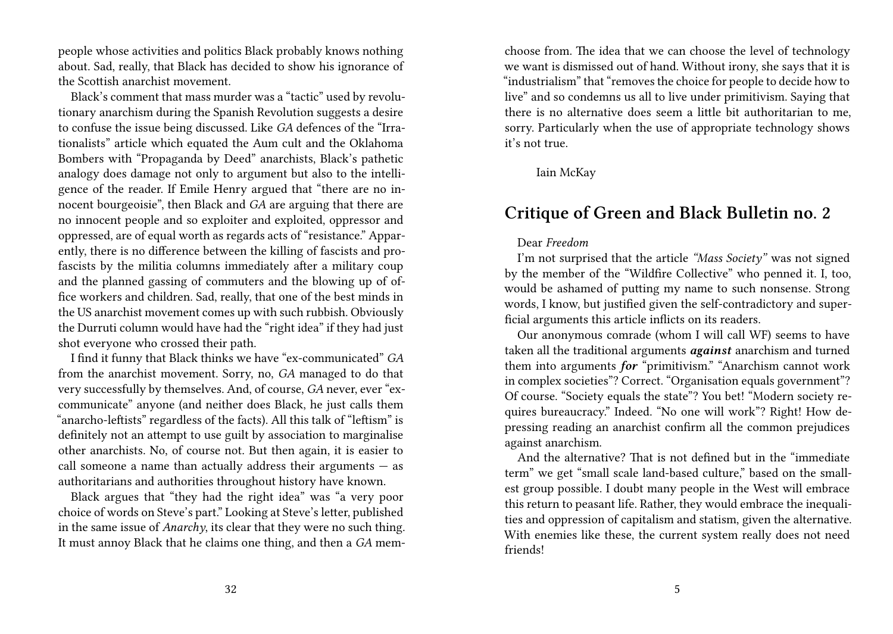people whose activities and politics Black probably knows nothing about. Sad, really, that Black has decided to show his ignorance of the Scottish anarchist movement.

Black's comment that mass murder was a "tactic" used by revolutionary anarchism during the Spanish Revolution suggests a desire to confuse the issue being discussed. Like *GA* defences of the "Irrationalists" article which equated the Aum cult and the Oklahoma Bombers with "Propaganda by Deed" anarchists, Black's pathetic analogy does damage not only to argument but also to the intelligence of the reader. If Emile Henry argued that "there are no innocent bourgeoisie", then Black and *GA* are arguing that there are no innocent people and so exploiter and exploited, oppressor and oppressed, are of equal worth as regards acts of "resistance." Apparently, there is no difference between the killing of fascists and pro-fascists by the militia columns immediately after a military coup and the planned gassing of commuters and the blowing up of office workers and children. Sad, really, that one of the best minds in the US anarchist movement comes up with such rubbish. Obviously the Durruti column would have had the "right idea" if they had just shot everyone who crossed their path.

I find it funny that Black thinks we have "ex-communicated" *GA* from the anarchist movement. Sorry, no, *GA* managed to do that very successfully by themselves. And, of course, *GA* never, ever "ex-communicate" anyone (and neither does Black, he just calls them "anarcho-leftists" regardless of the facts). All this talk of "leftism" is definitely not an attempt to use guilt by association to marginalise other anarchists. No, of course not. But then again, it is easier to call someone a name than actually address their arguments — as authoritarians and authorities throughout history have known.

Black argues that "they had the right idea" was "a very poor choice of words on Steve's part." Looking at Steve's letter, published in the same issue of *Anarchy*, its clear that they were no such thing. It must annoy Black that he claims one thing, and then a *GA* mem-

choose from. The idea that we can choose the level of technology we want is dismissed out of hand. Without irony, she says that it is "industrialism" that "removes the choice for people to decide how to live" and so condemns us all to live under primitivism. Saying that there is no alternative does seem a little bit authoritarian to me, sorry. Particularly when the use of appropriate technology shows it's not true.

Iain McKay

## Critique of Green and Black Bulletin no. 2

Dear *Freedom*

I'm not surprised that the article *"Mass Society"* was not signed by the member of the "Wildfire Collective" who penned it. I, too, would be ashamed of putting my name to such nonsense. Strong words, I know, but justified given the self-contradictory and superficial arguments this article inflicts on its readers.

Our anonymous comrade (whom I will call WF) seems to have taken all the traditional arguments ***against*** anarchism and turned them into arguments ***for*** "primitivism." "Anarchism cannot work in complex societies"? Correct. "Organisation equals government"? Of course. "Society equals the state"? You bet! "Modern society requires bureaucracy." Indeed. "No one will work"? Right! How depressing reading an anarchist confirm all the common prejudices against anarchism.

And the alternative? That is not defined but in the "immediate term" we get "small scale land-based culture," based on the smallest group possible. I doubt many people in the West will embrace this return to peasant life. Rather, they would embrace the inequalities and oppression of capitalism and statism, given the alternative. With enemies like these, the current system really does not need friends!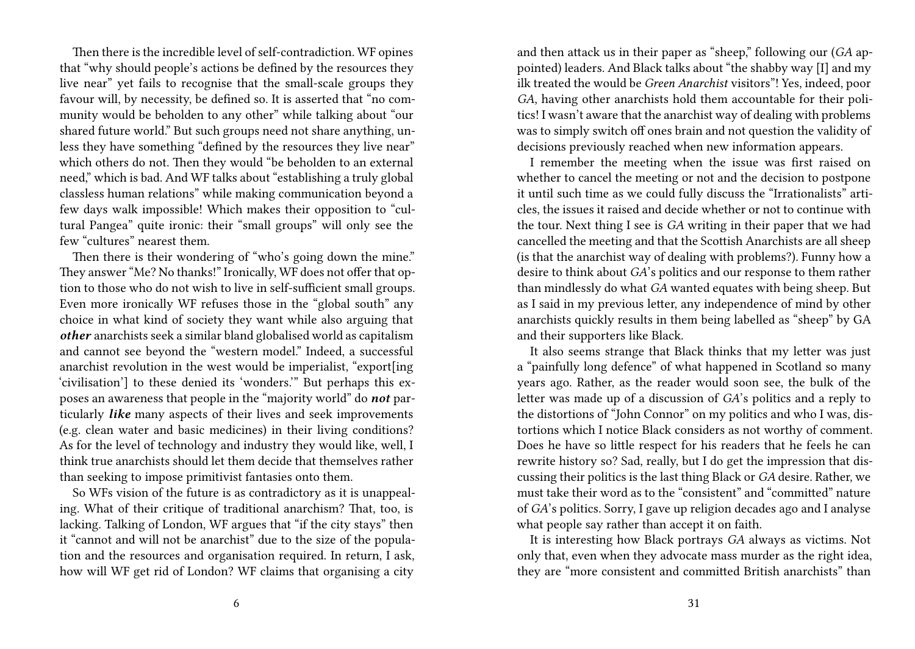Then there is the incredible level of self-contradiction. WF opines that "why should people's actions be defined by the resources they live near" yet fails to recognise that the small-scale groups they favour will, by necessity, be defined so. It is asserted that "no community would be beholden to any other" while talking about "our shared future world." But such groups need not share anything, unless they have something "defined by the resources they live near" which others do not. Then they would "be beholden to an external need," which is bad. And WF talks about "establishing a truly global classless human relations" while making communication beyond a few days walk impossible! Which makes their opposition to "cultural Pangea" quite ironic: their "small groups" will only see the few "cultures" nearest them.

Then there is their wondering of "who's going down the mine." They answer "Me? No thanks!" Ironically, WF does not offer that option to those who do not wish to live in self-sufficient small groups. Even more ironically WF refuses those in the "global south" any choice in what kind of society they want while also arguing that ***other*** anarchists seek a similar bland globalised world as capitalism and cannot see beyond the "western model." Indeed, a successful anarchist revolution in the west would be imperialist, "export[ing 'civilisation'] to these denied its 'wonders.'" But perhaps this exposes an awareness that people in the "majority world" do ***not*** particularly ***like*** many aspects of their lives and seek improvements (e.g. clean water and basic medicines) in their living conditions? As for the level of technology and industry they would like, well, I think true anarchists should let them decide that themselves rather than seeking to impose primitivist fantasies onto them.

So WFs vision of the future is as contradictory as it is unappealing. What of their critique of traditional anarchism? That, too, is lacking. Talking of London, WF argues that "if the city stays" then it "cannot and will not be anarchist" due to the size of the population and the resources and organisation required. In return, I ask, how will WF get rid of London? WF claims that organising a city

and then attack us in their paper as "sheep," following our (*GA* appointed) leaders. And Black talks about "the shabby way [I] and my ilk treated the would be *Green Anarchist* visitors"! Yes, indeed, poor *GA*, having other anarchists hold them accountable for their politics! I wasn't aware that the anarchist way of dealing with problems was to simply switch off ones brain and not question the validity of decisions previously reached when new information appears.

I remember the meeting when the issue was first raised on whether to cancel the meeting or not and the decision to postpone it until such time as we could fully discuss the "Irrationalists" articles, the issues it raised and decide whether or not to continue with the tour. Next thing I see is *GA* writing in their paper that we had cancelled the meeting and that the Scottish Anarchists are all sheep (is that the anarchist way of dealing with problems?). Funny how a desire to think about *GA*'s politics and our response to them rather than mindlessly do what *GA* wanted equates with being sheep. But as I said in my previous letter, any independence of mind by other anarchists quickly results in them being labelled as "sheep" by GA and their supporters like Black.

It also seems strange that Black thinks that my letter was just a "painfully long defence" of what happened in Scotland so many years ago. Rather, as the reader would soon see, the bulk of the letter was made up of a discussion of *GA*'s politics and a reply to the distortions of "John Connor" on my politics and who I was, distortions which I notice Black considers as not worthy of comment. Does he have so little respect for his readers that he feels he can rewrite history so? Sad, really, but I do get the impression that discussing their politics is the last thing Black or *GA* desire. Rather, we must take their word as to the "consistent" and "committed" nature of *GA*'s politics. Sorry, I gave up religion decades ago and I analyse what people say rather than accept it on faith.

It is interesting how Black portrays *GA* always as victims. Not only that, even when they advocate mass murder as the right idea, they are "more consistent and committed British anarchists" than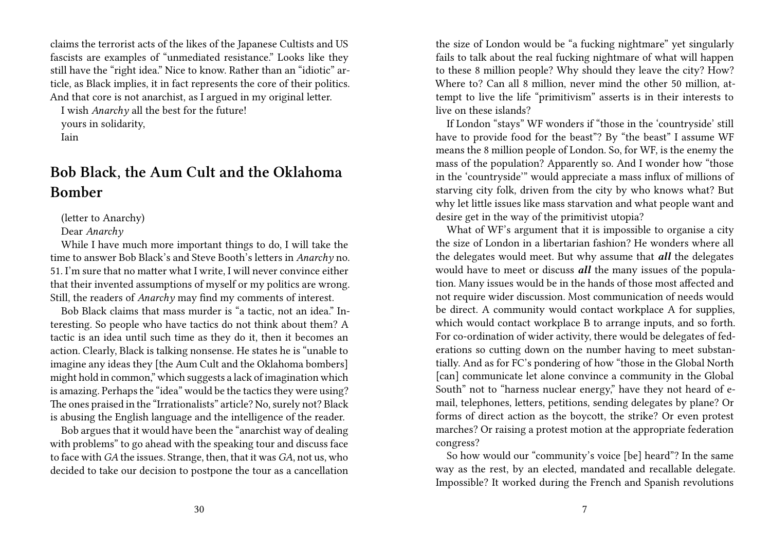claims the terrorist acts of the likes of the Japanese Cultists and US fascists are examples of "unmediated resistance." Looks like they still have the "right idea." Nice to know. Rather than an "idiotic" article, as Black implies, it in fact represents the core of their politics. And that core is not anarchist, as I argued in my original letter.

I wish *Anarchy* all the best for the future!

yours in solidarity,

Iain

## Bob Black, the Aum Cult and the Oklahoma Bomber

(letter to Anarchy)

Dear *Anarchy*

While I have much more important things to do, I will take the time to answer Bob Black's and Steve Booth's letters in *Anarchy* no. 51. I'm sure that no matter what I write, I will never convince either that their invented assumptions of myself or my politics are wrong. Still, the readers of *Anarchy* may find my comments of interest.

Bob Black claims that mass murder is "a tactic, not an idea." Interesting. So people who have tactics do not think about them? A tactic is an idea until such time as they do it, then it becomes an action. Clearly, Black is talking nonsense. He states he is "unable to imagine any ideas they [the Aum Cult and the Oklahoma bombers] might hold in common," which suggests a lack of imagination which is amazing. Perhaps the "idea" would be the tactics they were using? The ones praised in the "Irrationalists" article? No, surely not? Black is abusing the English language and the intelligence of the reader.

Bob argues that it would have been the "anarchist way of dealing with problems" to go ahead with the speaking tour and discuss face to face with *GA* the issues. Strange, then, that it was *GA*, not us, who decided to take our decision to postpone the tour as a cancellation

the size of London would be "a fucking nightmare" yet singularly fails to talk about the real fucking nightmare of what will happen to these 8 million people? Why should they leave the city? How? Where to? Can all 8 million, never mind the other 50 million, attempt to live the life "primitivism" asserts is in their interests to live on these islands?

If London "stays" WF wonders if "those in the 'countryside' still have to provide food for the beast"? By "the beast" I assume WF means the 8 million people of London. So, for WF, is the enemy the mass of the population? Apparently so. And I wonder how "those in the 'countryside'" would appreciate a mass influx of millions of starving city folk, driven from the city by who knows what? But why let little issues like mass starvation and what people want and desire get in the way of the primitivist utopia?

What of WF's argument that it is impossible to organise a city the size of London in a libertarian fashion? He wonders where all the delegates would meet. But why assume that ***all*** the delegates would have to meet or discuss ***all*** the many issues of the population. Many issues would be in the hands of those most affected and not require wider discussion. Most communication of needs would be direct. A community would contact workplace A for supplies, which would contact workplace B to arrange inputs, and so forth. For co-ordination of wider activity, there would be delegates of federations so cutting down on the number having to meet substantially. And as for FC's pondering of how "those in the Global North [can] communicate let alone convince a community in the Global South" not to "harness nuclear energy," have they not heard of e-mail, telephones, letters, petitions, sending delegates by plane? Or forms of direct action as the boycott, the strike? Or even protest marches? Or raising a protest motion at the appropriate federation congress?

So how would our "community's voice [be] heard"? In the same way as the rest, by an elected, mandated and recallable delegate. Impossible? It worked during the French and Spanish revolutions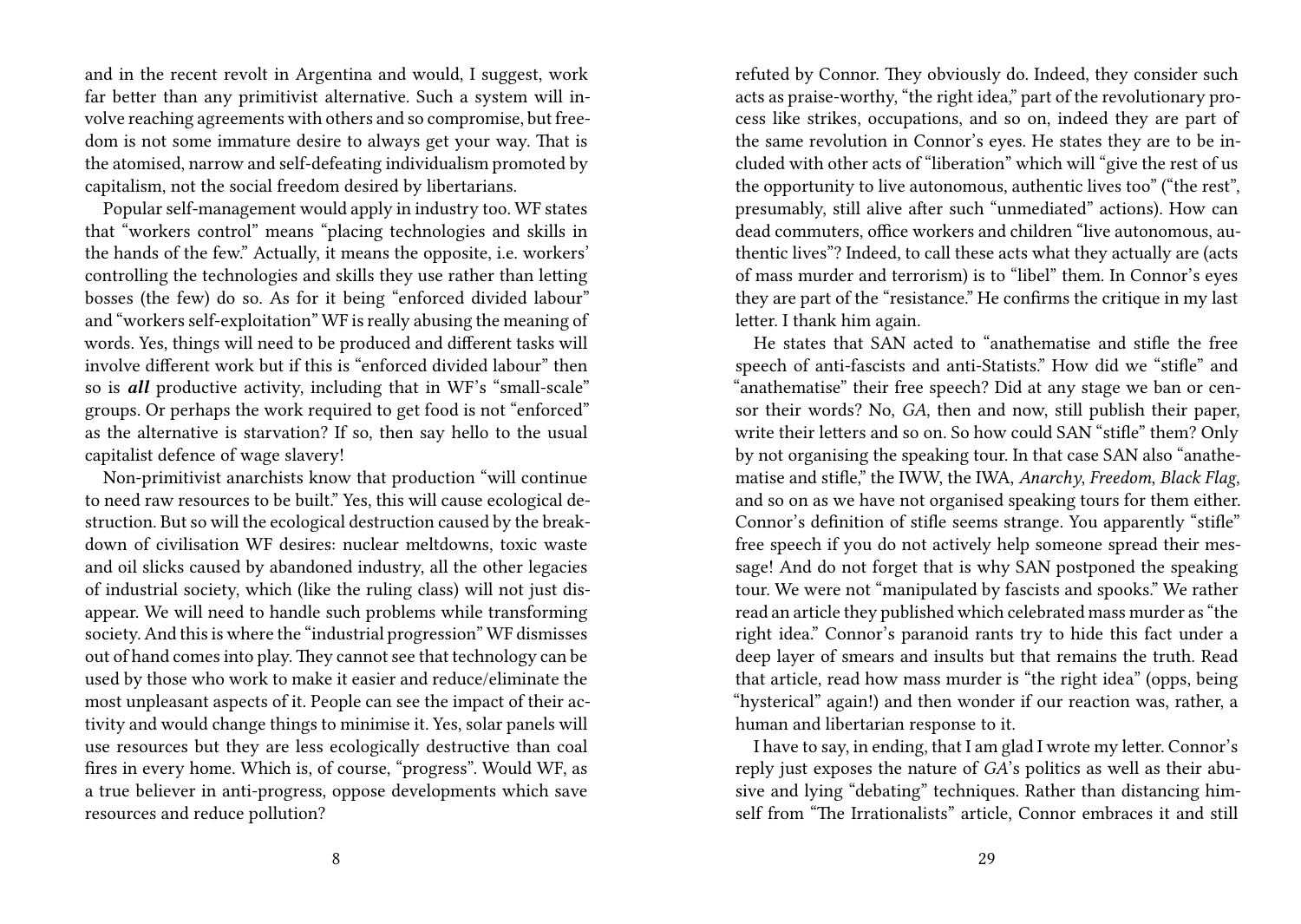and in the recent revolt in Argentina and would, I suggest, work far better than any primitivist alternative. Such a system will involve reaching agreements with others and so compromise, but freedom is not some immature desire to always get your way. That is the atomised, narrow and self-defeating individualism promoted by capitalism, not the social freedom desired by libertarians.

Popular self-management would apply in industry too. WF states that "workers control" means "placing technologies and skills in the hands of the few." Actually, it means the opposite, i.e. workers' controlling the technologies and skills they use rather than letting bosses (the few) do so. As for it being "enforced divided labour" and "workers self-exploitation" WF is really abusing the meaning of words. Yes, things will need to be produced and different tasks will involve different work but if this is "enforced divided labour" then so is ***all*** productive activity, including that in WF's "small-scale" groups. Or perhaps the work required to get food is not "enforced" as the alternative is starvation? If so, then say hello to the usual capitalist defence of wage slavery!

Non-primitivist anarchists know that production "will continue to need raw resources to be built." Yes, this will cause ecological destruction. But so will the ecological destruction caused by the breakdown of civilisation WF desires: nuclear meltdowns, toxic waste and oil slicks caused by abandoned industry, all the other legacies of industrial society, which (like the ruling class) will not just disappear. We will need to handle such problems while transforming society. And this is where the "industrial progression" WF dismisses out of hand comes into play. They cannot see that technology can be used by those who work to make it easier and reduce/eliminate the most unpleasant aspects of it. People can see the impact of their activity and would change things to minimise it. Yes, solar panels will use resources but they are less ecologically destructive than coal fires in every home. Which is, of course, "progress". Would WF, as a true believer in anti-progress, oppose developments which save resources and reduce pollution?

refuted by Connor. They obviously do. Indeed, they consider such acts as praise-worthy, "the right idea," part of the revolutionary process like strikes, occupations, and so on, indeed they are part of the same revolution in Connor's eyes. He states they are to be included with other acts of "liberation" which will "give the rest of us the opportunity to live autonomous, authentic lives too" ("the rest", presumably, still alive after such "unmediated" actions). How can dead commuters, office workers and children "live autonomous, authentic lives"? Indeed, to call these acts what they actually are (acts of mass murder and terrorism) is to "libel" them. In Connor's eyes they are part of the "resistance." He confirms the critique in my last letter. I thank him again.

He states that SAN acted to "anathematise and stifle the free speech of anti-fascists and anti-Statists." How did we "stifle" and "anathematise" their free speech? Did at any stage we ban or censor their words? No, *GA*, then and now, still publish their paper, write their letters and so on. So how could SAN "stifle" them? Only by not organising the speaking tour. In that case SAN also "anathematise and stifle," the IWW, the IWA, *Anarchy*, *Freedom*, *Black Flag*, and so on as we have not organised speaking tours for them either. Connor's definition of stifle seems strange. You apparently "stifle" free speech if you do not actively help someone spread their message! And do not forget that is why SAN postponed the speaking tour. We were not "manipulated by fascists and spooks." We rather read an article they published which celebrated mass murder as "the right idea." Connor's paranoid rants try to hide this fact under a deep layer of smears and insults but that remains the truth. Read that article, read how mass murder is "the right idea" (opps, being "hysterical" again!) and then wonder if our reaction was, rather, a human and libertarian response to it.

I have to say, in ending, that I am glad I wrote my letter. Connor's reply just exposes the nature of *GA*'s politics as well as their abusive and lying "debating" techniques. Rather than distancing himself from "The Irrationalists" article, Connor embraces it and still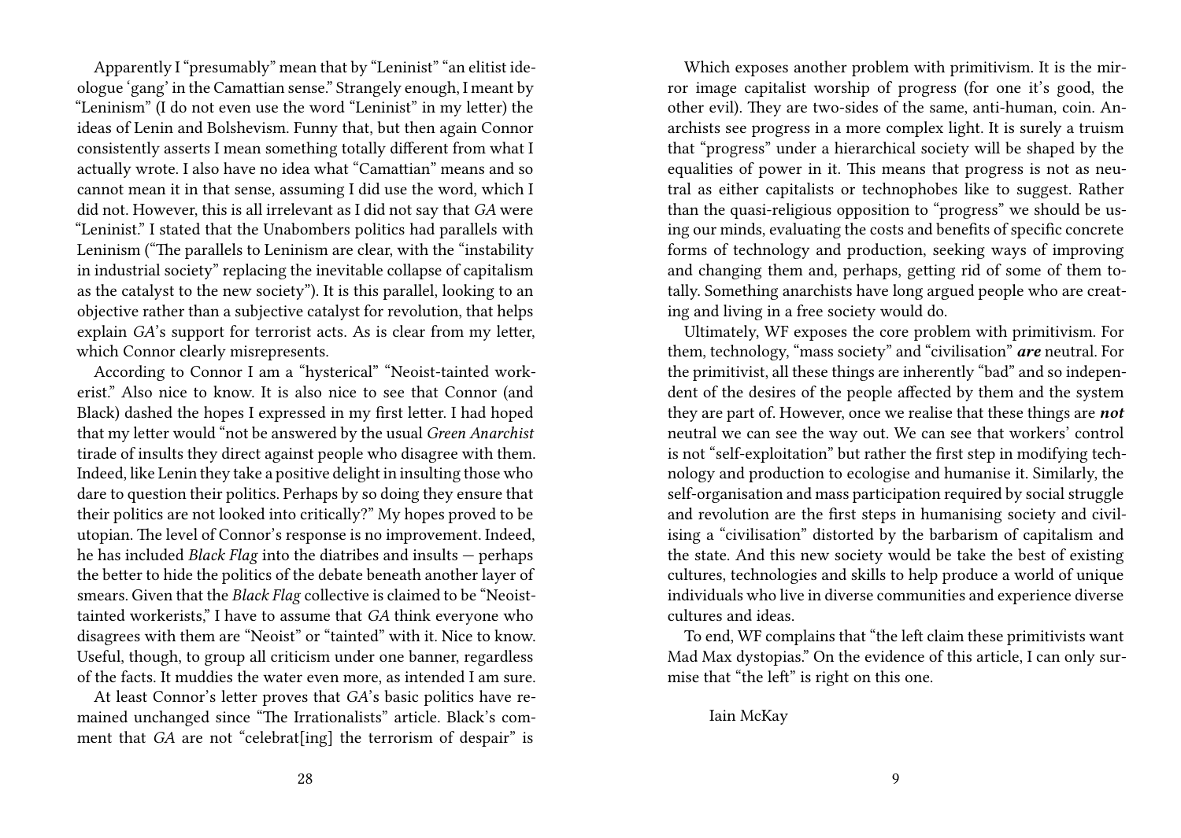Apparently I "presumably" mean that by "Leninist" "an elitist ideologue 'gang' in the Camattian sense." Strangely enough, I meant by "Leninism" (I do not even use the word "Leninist" in my letter) the ideas of Lenin and Bolshevism. Funny that, but then again Connor consistently asserts I mean something totally different from what I actually wrote. I also have no idea what "Camattian" means and so cannot mean it in that sense, assuming I did use the word, which I did not. However, this is all irrelevant as I did not say that *GA* were "Leninist." I stated that the Unabombers politics had parallels with Leninism ("The parallels to Leninism are clear, with the "instability in industrial society" replacing the inevitable collapse of capitalism as the catalyst to the new society"). It is this parallel, looking to an objective rather than a subjective catalyst for revolution, that helps explain *GA*'s support for terrorist acts. As is clear from my letter, which Connor clearly misrepresents.

According to Connor I am a "hysterical" "Neoist-tainted workerist." Also nice to know. It is also nice to see that Connor (and Black) dashed the hopes I expressed in my first letter. I had hoped that my letter would "not be answered by the usual *Green Anarchist* tirade of insults they direct against people who disagree with them. Indeed, like Lenin they take a positive delight in insulting those who dare to question their politics. Perhaps by so doing they ensure that their politics are not looked into critically?" My hopes proved to be utopian. The level of Connor's response is no improvement. Indeed, he has included *Black Flag* into the diatribes and insults — perhaps the better to hide the politics of the debate beneath another layer of smears. Given that the *Black Flag* collective is claimed to be "Neoist-tainted workerists," I have to assume that *GA* think everyone who disagrees with them are "Neoist" or "tainted" with it. Nice to know. Useful, though, to group all criticism under one banner, regardless of the facts. It muddies the water even more, as intended I am sure.

At least Connor's letter proves that *GA*'s basic politics have remained unchanged since "The Irrationalists" article. Black's comment that *GA* are not "celebrat[ing] the terrorism of despair" is

Which exposes another problem with primitivism. It is the mirror image capitalist worship of progress (for one it's good, the other evil). They are two-sides of the same, anti-human, coin. Anarchists see progress in a more complex light. It is surely a truism that "progress" under a hierarchical society will be shaped by the equalities of power in it. This means that progress is not as neutral as either capitalists or technophobes like to suggest. Rather than the quasi-religious opposition to "progress" we should be using our minds, evaluating the costs and benefits of specific concrete forms of technology and production, seeking ways of improving and changing them and, perhaps, getting rid of some of them totally. Something anarchists have long argued people who are creating and living in a free society would do.

Ultimately, WF exposes the core problem with primitivism. For them, technology, "mass society" and "civilisation" ***are*** neutral. For the primitivist, all these things are inherently "bad" and so independent of the desires of the people affected by them and the system they are part of. However, once we realise that these things are ***not*** neutral we can see the way out. We can see that workers' control is not "self-exploitation" but rather the first step in modifying technology and production to ecologise and humanise it. Similarly, the self-organisation and mass participation required by social struggle and revolution are the first steps in humanising society and civilising a "civilisation" distorted by the barbarism of capitalism and the state. And this new society would be take the best of existing cultures, technologies and skills to help produce a world of unique individuals who live in diverse communities and experience diverse cultures and ideas.

To end, WF complains that "the left claim these primitivists want Mad Max dystopias." On the evidence of this article, I can only surmise that "the left" is right on this one.

Iain McKay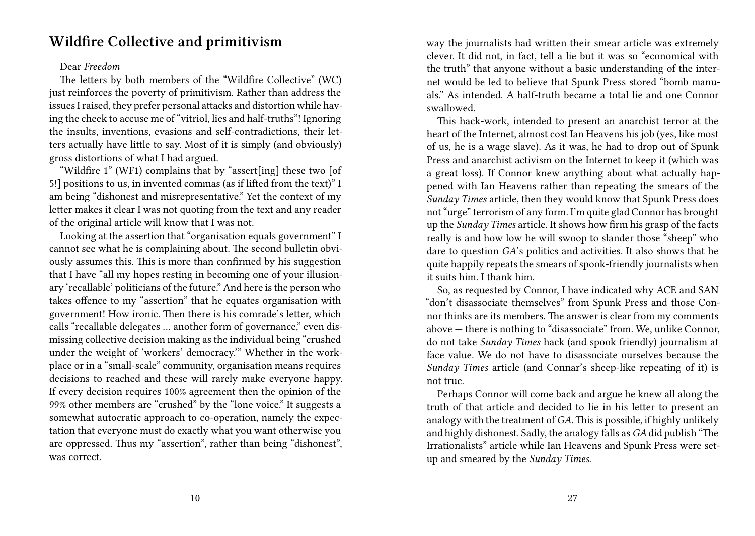## Wildfire Collective and primitivism

Dear *Freedom*

The letters by both members of the "Wildfire Collective" (WC) just reinforces the poverty of primitivism. Rather than address the issues I raised, they prefer personal attacks and distortion while having the cheek to accuse me of "vitriol, lies and half-truths"! Ignoring the insults, inventions, evasions and self-contradictions, their letters actually have little to say. Most of it is simply (and obviously) gross distortions of what I had argued.

"Wildfire 1" (WF1) complains that by "assert[ing] these two [of 5!] positions to us, in invented commas (as if lifted from the text)" I am being "dishonest and misrepresentative." Yet the context of my letter makes it clear I was not quoting from the text and any reader of the original article will know that I was not.

Looking at the assertion that "organisation equals government" I cannot see what he is complaining about. The second bulletin obviously assumes this. This is more than confirmed by his suggestion that I have "all my hopes resting in becoming one of your illusionary 'recallable' politicians of the future." And here is the person who takes offence to my "assertion" that he equates organisation with government! How ironic. Then there is his comrade's letter, which calls "recallable delegates … another form of governance," even dismissing collective decision making as the individual being "crushed under the weight of 'workers' democracy.'" Whether in the workplace or in a "small-scale" community, organisation means requires decisions to reached and these will rarely make everyone happy. If every decision requires 100% agreement then the opinion of the 99% other members are "crushed" by the "lone voice." It suggests a somewhat autocratic approach to co-operation, namely the expectation that everyone must do exactly what you want otherwise you are oppressed. Thus my "assertion", rather than being "dishonest", was correct.

way the journalists had written their smear article was extremely clever. It did not, in fact, tell a lie but it was so "economical with the truth" that anyone without a basic understanding of the internet would be led to believe that Spunk Press stored "bomb manuals." As intended. A half-truth became a total lie and one Connor swallowed.

This hack-work, intended to present an anarchist terror at the heart of the Internet, almost cost Ian Heavens his job (yes, like most of us, he is a wage slave). As it was, he had to drop out of Spunk Press and anarchist activism on the Internet to keep it (which was a great loss). If Connor knew anything about what actually happened with Ian Heavens rather than repeating the smears of the *Sunday Times* article, then they would know that Spunk Press does not "urge" terrorism of any form. I'm quite glad Connor has brought up the *Sunday Times* article. It shows how firm his grasp of the facts really is and how low he will swoop to slander those "sheep" who dare to question *GA*'s politics and activities. It also shows that he quite happily repeats the smears of spook-friendly journalists when it suits him. I thank him.

So, as requested by Connor, I have indicated why ACE and SAN "don't disassociate themselves" from Spunk Press and those Connor thinks are its members. The answer is clear from my comments above — there is nothing to "disassociate" from. We, unlike Connor, do not take *Sunday Times* hack (and spook friendly) journalism at face value. We do not have to disassociate ourselves because the *Sunday Times* article (and Connar's sheep-like repeating of it) is not true.

Perhaps Connor will come back and argue he knew all along the truth of that article and decided to lie in his letter to present an analogy with the treatment of *GA*. This is possible, if highly unlikely and highly dishonest. Sadly, the analogy falls as *GA* did publish "The Irrationalists" article while Ian Heavens and Spunk Press were set-up and smeared by the *Sunday Times*.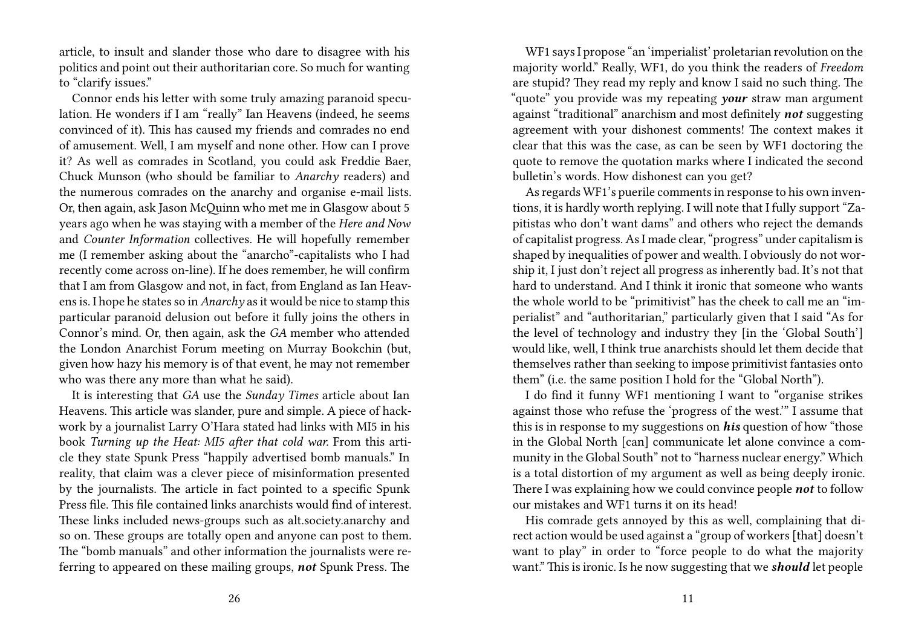article, to insult and slander those who dare to disagree with his politics and point out their authoritarian core. So much for wanting to "clarify issues."

Connor ends his letter with some truly amazing paranoid speculation. He wonders if I am "really" Ian Heavens (indeed, he seems convinced of it). This has caused my friends and comrades no end of amusement. Well, I am myself and none other. How can I prove it? As well as comrades in Scotland, you could ask Freddie Baer, Chuck Munson (who should be familiar to *Anarchy* readers) and the numerous comrades on the anarchy and organise e-mail lists. Or, then again, ask Jason McQuinn who met me in Glasgow about 5 years ago when he was staying with a member of the *Here and Now* and *Counter Information* collectives. He will hopefully remember me (I remember asking about the "anarcho"-capitalists who I had recently come across on-line). If he does remember, he will confirm that I am from Glasgow and not, in fact, from England as Ian Heavens is. I hope he states so in *Anarchy* as it would be nice to stamp this particular paranoid delusion out before it fully joins the others in Connor's mind. Or, then again, ask the *GA* member who attended the London Anarchist Forum meeting on Murray Bookchin (but, given how hazy his memory is of that event, he may not remember who was there any more than what he said).

It is interesting that *GA* use the *Sunday Times* article about Ian Heavens. This article was slander, pure and simple. A piece of hackwork by a journalist Larry O'Hara stated had links with MI5 in his book *Turning up the Heat: MI5 after that cold war.* From this article they state Spunk Press "happily advertised bomb manuals." In reality, that claim was a clever piece of misinformation presented by the journalists. The article in fact pointed to a specific Spunk Press file. This file contained links anarchists would find of interest. These links included news-groups such as alt.society.anarchy and so on. These groups are totally open and anyone can post to them. The "bomb manuals" and other information the journalists were referring to appeared on these mailing groups, ***not*** Spunk Press. The

WF1 says I propose "an 'imperialist' proletarian revolution on the majority world." Really, WF1, do you think the readers of *Freedom* are stupid? They read my reply and know I said no such thing. The "quote" you provide was my repeating ***your*** straw man argument against "traditional" anarchism and most definitely ***not*** suggesting agreement with your dishonest comments! The context makes it clear that this was the case, as can be seen by WF1 doctoring the quote to remove the quotation marks where I indicated the second bulletin's words. How dishonest can you get?

As regards WF1's puerile comments in response to his own inventions, it is hardly worth replying. I will note that I fully support "Zapitistas who don't want dams" and others who reject the demands of capitalist progress. As I made clear, "progress" under capitalism is shaped by inequalities of power and wealth. I obviously do not worship it, I just don't reject all progress as inherently bad. It's not that hard to understand. And I think it ironic that someone who wants the whole world to be "primitivist" has the cheek to call me an "imperialist" and "authoritarian," particularly given that I said "As for the level of technology and industry they [in the 'Global South'] would like, well, I think true anarchists should let them decide that themselves rather than seeking to impose primitivist fantasies onto them" (i.e. the same position I hold for the "Global North").

I do find it funny WF1 mentioning I want to "organise strikes against those who refuse the 'progress of the west.'" I assume that this is in response to my suggestions on ***his*** question of how "those in the Global North [can] communicate let alone convince a community in the Global South" not to "harness nuclear energy." Which is a total distortion of my argument as well as being deeply ironic. There I was explaining how we could convince people ***not*** to follow our mistakes and WF1 turns it on its head!

His comrade gets annoyed by this as well, complaining that direct action would be used against a "group of workers [that] doesn't want to play" in order to "force people to do what the majority want." This is ironic. Is he now suggesting that we ***should*** let people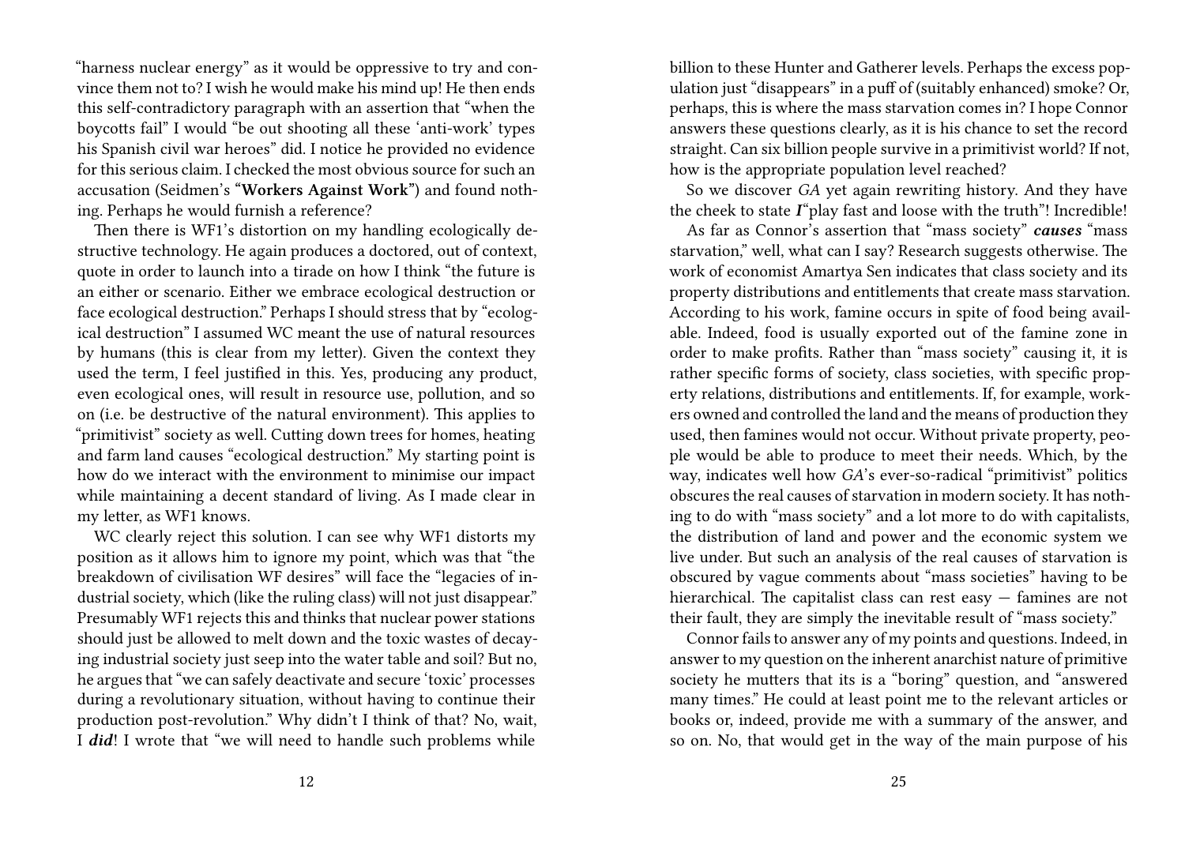"harness nuclear energy" as it would be oppressive to try and convince them not to? I wish he would make his mind up! He then ends this self-contradictory paragraph with an assertion that "when the boycotts fail" I would "be out shooting all these 'anti-work' types his Spanish civil war heroes" did. I notice he provided no evidence for this serious claim. I checked the most obvious source for such an accusation (Seidmen's "**Workers Against Work**") and found nothing. Perhaps he would furnish a reference?

Then there is WF1's distortion on my handling ecologically destructive technology. He again produces a doctored, out of context, quote in order to launch into a tirade on how I think "the future is an either or scenario. Either we embrace ecological destruction or face ecological destruction." Perhaps I should stress that by "ecological destruction" I assumed WC meant the use of natural resources by humans (this is clear from my letter). Given the context they used the term, I feel justified in this. Yes, producing any product, even ecological ones, will result in resource use, pollution, and so on (i.e. be destructive of the natural environment). This applies to "primitivist" society as well. Cutting down trees for homes, heating and farm land causes "ecological destruction." My starting point is how do we interact with the environment to minimise our impact while maintaining a decent standard of living. As I made clear in my letter, as WF1 knows.

WC clearly reject this solution. I can see why WF1 distorts my position as it allows him to ignore my point, which was that "the breakdown of civilisation WF desires" will face the "legacies of industrial society, which (like the ruling class) will not just disappear." Presumably WF1 rejects this and thinks that nuclear power stations should just be allowed to melt down and the toxic wastes of decaying industrial society just seep into the water table and soil? But no, he argues that "we can safely deactivate and secure 'toxic' processes during a revolutionary situation, without having to continue their production post-revolution." Why didn't I think of that? No, wait, I ***did***! I wrote that "we will need to handle such problems while

billion to these Hunter and Gatherer levels. Perhaps the excess population just "disappears" in a puff of (suitably enhanced) smoke? Or, perhaps, this is where the mass starvation comes in? I hope Connor answers these questions clearly, as it is his chance to set the record straight. Can six billion people survive in a primitivist world? If not, how is the appropriate population level reached?

So we discover *GA* yet again rewriting history. And they have the cheek to state ***I***"play fast and loose with the truth"! Incredible!

As far as Connor's assertion that "mass society" ***causes*** "mass starvation," well, what can I say? Research suggests otherwise. The work of economist Amartya Sen indicates that class society and its property distributions and entitlements that create mass starvation. According to his work, famine occurs in spite of food being available. Indeed, food is usually exported out of the famine zone in order to make profits. Rather than "mass society" causing it, it is rather specific forms of society, class societies, with specific property relations, distributions and entitlements. If, for example, workers owned and controlled the land and the means of production they used, then famines would not occur. Without private property, people would be able to produce to meet their needs. Which, by the way, indicates well how *GA*'s ever-so-radical "primitivist" politics obscures the real causes of starvation in modern society. It has nothing to do with "mass society" and a lot more to do with capitalists, the distribution of land and power and the economic system we live under. But such an analysis of the real causes of starvation is obscured by vague comments about "mass societies" having to be hierarchical. The capitalist class can rest easy — famines are not their fault, they are simply the inevitable result of "mass society."

Connor fails to answer any of my points and questions. Indeed, in answer to my question on the inherent anarchist nature of primitive society he mutters that its is a "boring" question, and "answered many times." He could at least point me to the relevant articles or books or, indeed, provide me with a summary of the answer, and so on. No, that would get in the way of the main purpose of his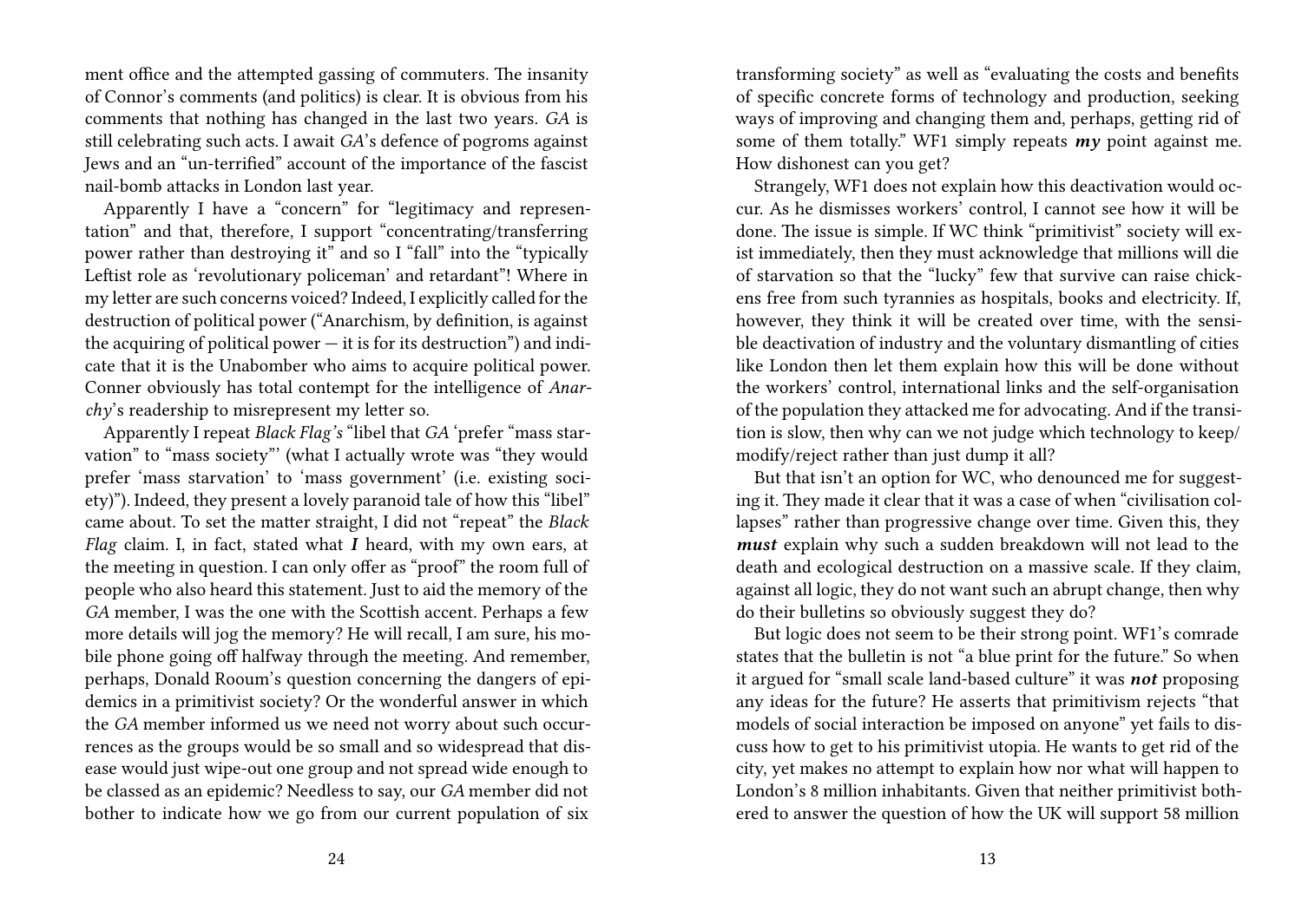ment office and the attempted gassing of commuters. The insanity of Connor's comments (and politics) is clear. It is obvious from his comments that nothing has changed in the last two years. *GA* is still celebrating such acts. I await *GA*'s defence of pogroms against Jews and an "un-terrified" account of the importance of the fascist nail-bomb attacks in London last year.

Apparently I have a "concern" for "legitimacy and representation" and that, therefore, I support "concentrating/transferring power rather than destroying it" and so I "fall" into the "typically Leftist role as 'revolutionary policeman' and retardant"! Where in my letter are such concerns voiced? Indeed, I explicitly called for the destruction of political power ("Anarchism, by definition, is against the acquiring of political power — it is for its destruction") and indicate that it is the Unabomber who aims to acquire political power. Conner obviously has total contempt for the intelligence of *Anarchy*'s readership to misrepresent my letter so.

Apparently I repeat *Black Flag's* "libel that *GA* 'prefer "mass starvation" to "mass society"' (what I actually wrote was "they would prefer 'mass starvation' to 'mass government' (i.e. existing society)"). Indeed, they present a lovely paranoid tale of how this "libel" came about. To set the matter straight, I did not "repeat" the *Black Flag* claim. I, in fact, stated what ***I*** heard, with my own ears, at the meeting in question. I can only offer as "proof" the room full of people who also heard this statement. Just to aid the memory of the *GA* member, I was the one with the Scottish accent. Perhaps a few more details will jog the memory? He will recall, I am sure, his mobile phone going off halfway through the meeting. And remember, perhaps, Donald Rooum's question concerning the dangers of epidemics in a primitivist society? Or the wonderful answer in which the *GA* member informed us we need not worry about such occurrences as the groups would be so small and so widespread that disease would just wipe-out one group and not spread wide enough to be classed as an epidemic? Needless to say, our *GA* member did not bother to indicate how we go from our current population of six

transforming society" as well as "evaluating the costs and benefits of specific concrete forms of technology and production, seeking ways of improving and changing them and, perhaps, getting rid of some of them totally." WF1 simply repeats ***my*** point against me. How dishonest can you get?

Strangely, WF1 does not explain how this deactivation would occur. As he dismisses workers' control, I cannot see how it will be done. The issue is simple. If WC think "primitivist" society will exist immediately, then they must acknowledge that millions will die of starvation so that the "lucky" few that survive can raise chickens free from such tyrannies as hospitals, books and electricity. If, however, they think it will be created over time, with the sensible deactivation of industry and the voluntary dismantling of cities like London then let them explain how this will be done without the workers' control, international links and the self-organisation of the population they attacked me for advocating. And if the transition is slow, then why can we not judge which technology to keep/modify/reject rather than just dump it all?

But that isn't an option for WC, who denounced me for suggesting it. They made it clear that it was a case of when "civilisation collapses" rather than progressive change over time. Given this, they ***must*** explain why such a sudden breakdown will not lead to the death and ecological destruction on a massive scale. If they claim, against all logic, they do not want such an abrupt change, then why do their bulletins so obviously suggest they do?

But logic does not seem to be their strong point. WF1's comrade states that the bulletin is not "a blue print for the future." So when it argued for "small scale land-based culture" it was ***not*** proposing any ideas for the future? He asserts that primitivism rejects "that models of social interaction be imposed on anyone" yet fails to discuss how to get to his primitivist utopia. He wants to get rid of the city, yet makes no attempt to explain how nor what will happen to London's 8 million inhabitants. Given that neither primitivist bothered to answer the question of how the UK will support 58 million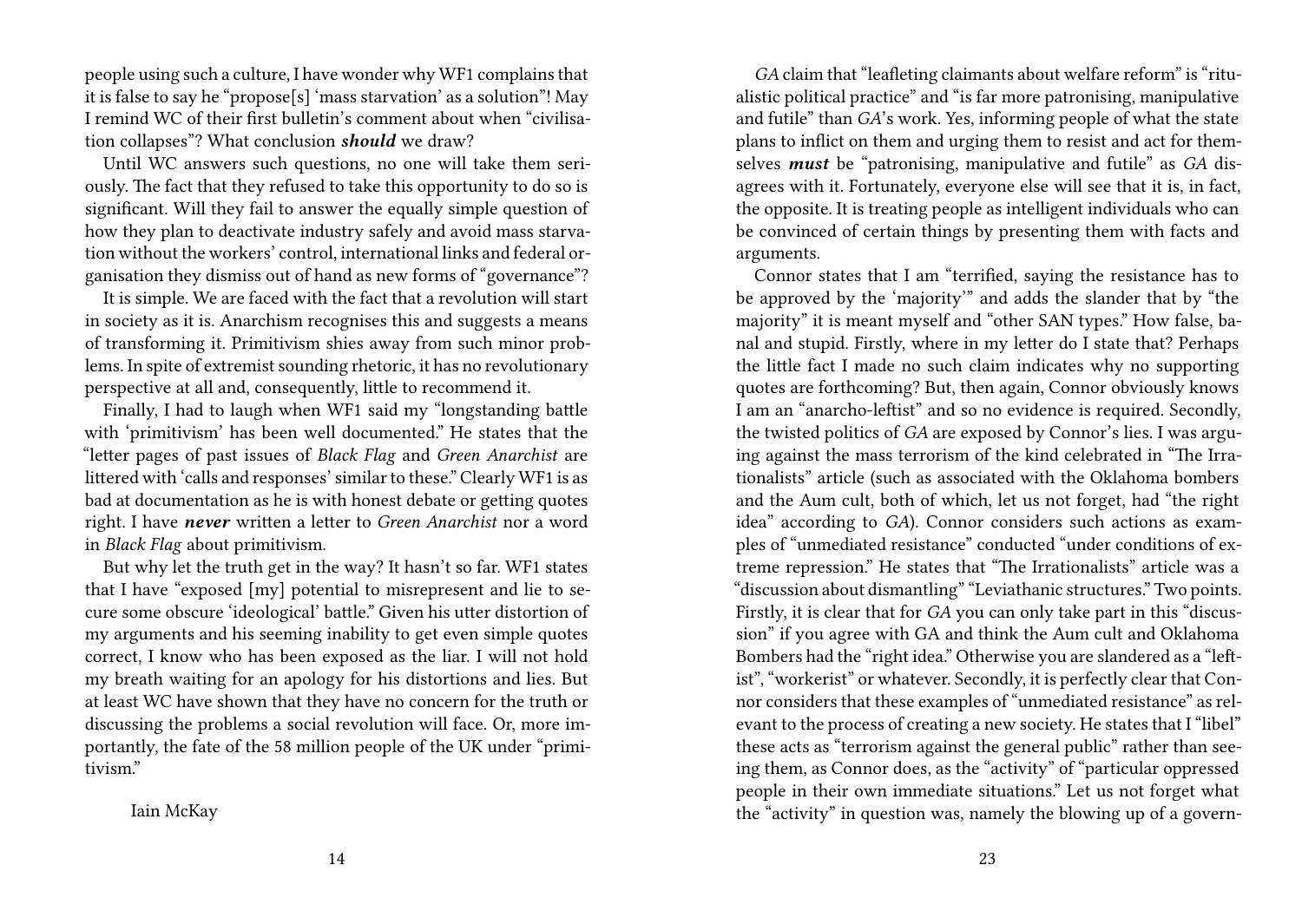people using such a culture, I have wonder why WF1 complains that it is false to say he "propose[s] 'mass starvation' as a solution"! May I remind WC of their first bulletin's comment about when "civilisation collapses"? What conclusion ***should*** we draw?

Until WC answers such questions, no one will take them seriously. The fact that they refused to take this opportunity to do so is significant. Will they fail to answer the equally simple question of how they plan to deactivate industry safely and avoid mass starvation without the workers' control, international links and federal organisation they dismiss out of hand as new forms of "governance"?

It is simple. We are faced with the fact that a revolution will start in society as it is. Anarchism recognises this and suggests a means of transforming it. Primitivism shies away from such minor problems. In spite of extremist sounding rhetoric, it has no revolutionary perspective at all and, consequently, little to recommend it.

Finally, I had to laugh when WF1 said my "longstanding battle with 'primitivism' has been well documented." He states that the "letter pages of past issues of *Black Flag* and *Green Anarchist* are littered with 'calls and responses' similar to these." Clearly WF1 is as bad at documentation as he is with honest debate or getting quotes right. I have ***never*** written a letter to *Green Anarchist* nor a word in *Black Flag* about primitivism.

But why let the truth get in the way? It hasn't so far. WF1 states that I have "exposed [my] potential to misrepresent and lie to secure some obscure 'ideological' battle." Given his utter distortion of my arguments and his seeming inability to get even simple quotes correct, I know who has been exposed as the liar. I will not hold my breath waiting for an apology for his distortions and lies. But at least WC have shown that they have no concern for the truth or discussing the problems a social revolution will face. Or, more importantly, the fate of the 58 million people of the UK under "primitivism."

Iain McKay

*GA* claim that "leafleting claimants about welfare reform" is "ritualistic political practice" and "is far more patronising, manipulative and futile" than *GA*'s work. Yes, informing people of what the state plans to inflict on them and urging them to resist and act for themselves ***must*** be "patronising, manipulative and futile" as *GA* disagrees with it. Fortunately, everyone else will see that it is, in fact, the opposite. It is treating people as intelligent individuals who can be convinced of certain things by presenting them with facts and arguments.

Connor states that I am "terrified, saying the resistance has to be approved by the 'majority'" and adds the slander that by "the majority" it is meant myself and "other SAN types." How false, banal and stupid. Firstly, where in my letter do I state that? Perhaps the little fact I made no such claim indicates why no supporting quotes are forthcoming? But, then again, Connor obviously knows I am an "anarcho-leftist" and so no evidence is required. Secondly, the twisted politics of *GA* are exposed by Connor's lies. I was arguing against the mass terrorism of the kind celebrated in "The Irrationalists" article (such as associated with the Oklahoma bombers and the Aum cult, both of which, let us not forget, had "the right idea" according to *GA*). Connor considers such actions as examples of "unmediated resistance" conducted "under conditions of extreme repression." He states that "The Irrationalists" article was a "discussion about dismantling" "Leviathanic structures." Two points. Firstly, it is clear that for *GA* you can only take part in this "discussion" if you agree with GA and think the Aum cult and Oklahoma Bombers had the "right idea." Otherwise you are slandered as a "leftist", "workerist" or whatever. Secondly, it is perfectly clear that Connor considers that these examples of "unmediated resistance" as relevant to the process of creating a new society. He states that I "libel" these acts as "terrorism against the general public" rather than seeing them, as Connor does, as the "activity" of "particular oppressed people in their own immediate situations." Let us not forget what the "activity" in question was, namely the blowing up of a govern-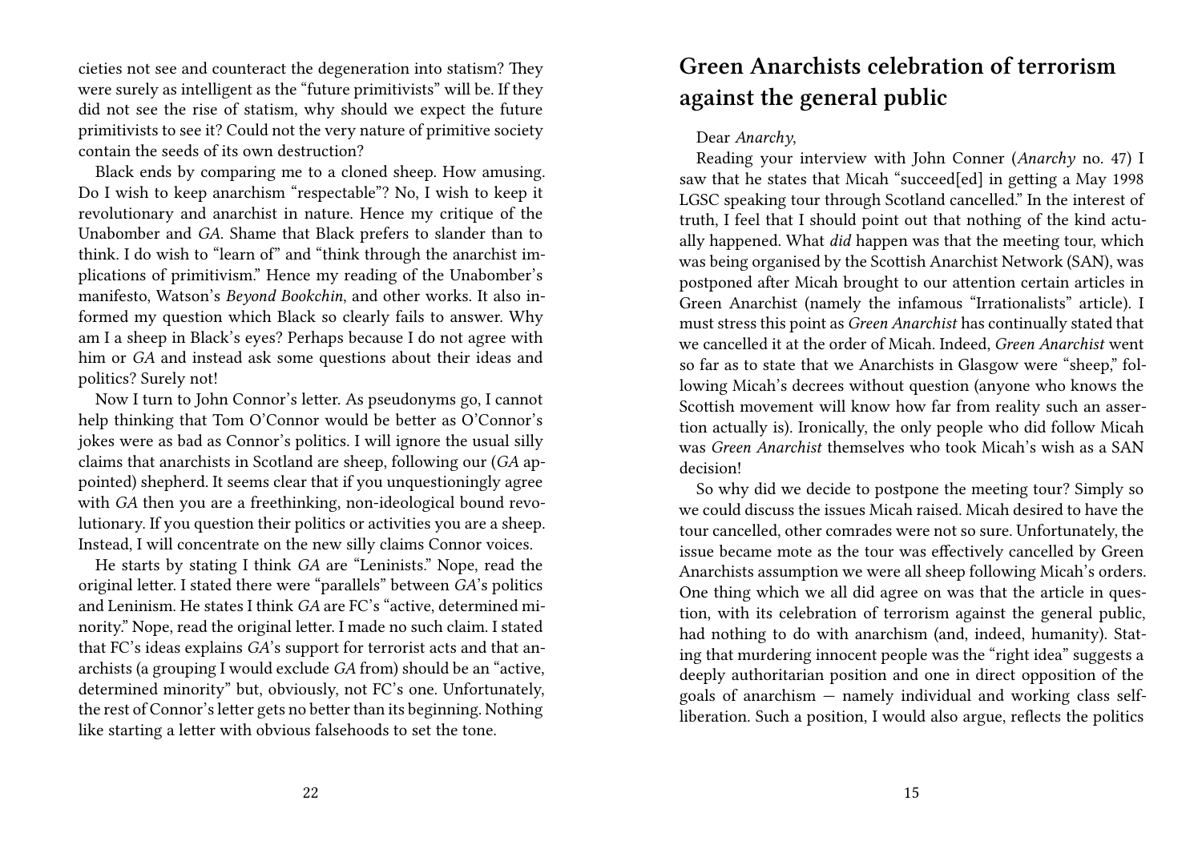cieties not see and counteract the degeneration into statism? They were surely as intelligent as the "future primitivists" will be. If they did not see the rise of statism, why should we expect the future primitivists to see it? Could not the very nature of primitive society contain the seeds of its own destruction?

Black ends by comparing me to a cloned sheep. How amusing. Do I wish to keep anarchism "respectable"? No, I wish to keep it revolutionary and anarchist in nature. Hence my critique of the Unabomber and *GA*. Shame that Black prefers to slander than to think. I do wish to "learn of" and "think through the anarchist implications of primitivism." Hence my reading of the Unabomber's manifesto, Watson's *Beyond Bookchin*, and other works. It also informed my question which Black so clearly fails to answer. Why am I a sheep in Black's eyes? Perhaps because I do not agree with him or *GA* and instead ask some questions about their ideas and politics? Surely not!

Now I turn to John Connor's letter. As pseudonyms go, I cannot help thinking that Tom O'Connor would be better as O'Connor's jokes were as bad as Connor's politics. I will ignore the usual silly claims that anarchists in Scotland are sheep, following our (*GA* appointed) shepherd. It seems clear that if you unquestioningly agree with *GA* then you are a freethinking, non-ideological bound revolutionary. If you question their politics or activities you are a sheep. Instead, I will concentrate on the new silly claims Connor voices.

He starts by stating I think *GA* are "Leninists." Nope, read the original letter. I stated there were "parallels" between *GA*'s politics and Leninism. He states I think *GA* are FC's "active, determined minority." Nope, read the original letter. I made no such claim. I stated that FC's ideas explains *GA*'s support for terrorist acts and that anarchists (a grouping I would exclude *GA* from) should be an "active, determined minority" but, obviously, not FC's one. Unfortunately, the rest of Connor's letter gets no better than its beginning. Nothing like starting a letter with obvious falsehoods to set the tone.

## Green Anarchists celebration of terrorism against the general public

Dear *Anarchy*,

Reading your interview with John Conner (*Anarchy* no. 47) I saw that he states that Micah "succeed[ed] in getting a May 1998 LGSC speaking tour through Scotland cancelled." In the interest of truth, I feel that I should point out that nothing of the kind actually happened. What *did* happen was that the meeting tour, which was being organised by the Scottish Anarchist Network (SAN), was postponed after Micah brought to our attention certain articles in Green Anarchist (namely the infamous "Irrationalists" article). I must stress this point as *Green Anarchist* has continually stated that we cancelled it at the order of Micah. Indeed, *Green Anarchist* went so far as to state that we Anarchists in Glasgow were "sheep," following Micah's decrees without question (anyone who knows the Scottish movement will know how far from reality such an assertion actually is). Ironically, the only people who did follow Micah was *Green Anarchist* themselves who took Micah's wish as a SAN decision!

So why did we decide to postpone the meeting tour? Simply so we could discuss the issues Micah raised. Micah desired to have the tour cancelled, other comrades were not so sure. Unfortunately, the issue became mote as the tour was effectively cancelled by Green Anarchists assumption we were all sheep following Micah's orders. One thing which we all did agree on was that the article in question, with its celebration of terrorism against the general public, had nothing to do with anarchism (and, indeed, humanity). Stating that murdering innocent people was the "right idea" suggests a deeply authoritarian position and one in direct opposition of the goals of anarchism — namely individual and working class self-liberation. Such a position, I would also argue, reflects the politics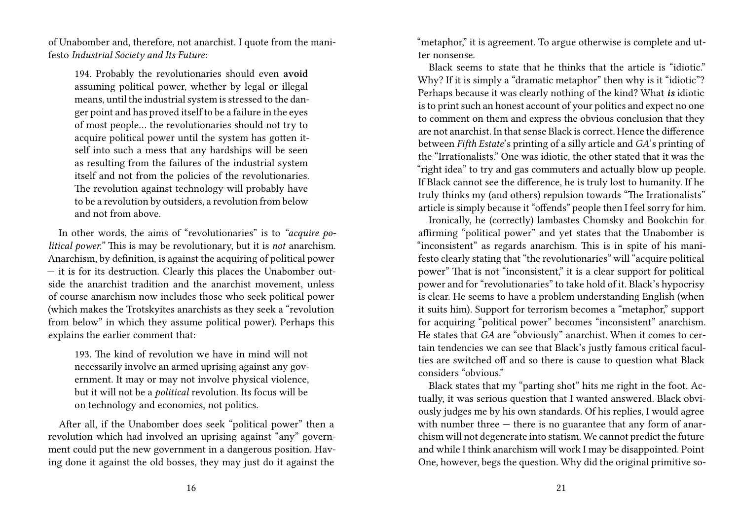of Unabomber and, therefore, not anarchist. I quote from the manifesto *Industrial Society and Its Future*:

> 194. Probably the revolutionaries should even **avoid** assuming political power, whether by legal or illegal means, until the industrial system is stressed to the danger point and has proved itself to be a failure in the eyes of most people… the revolutionaries should not try to acquire political power until the system has gotten itself into such a mess that any hardships will be seen as resulting from the failures of the industrial system itself and not from the policies of the revolutionaries. The revolution against technology will probably have to be a revolution by outsiders, a revolution from below and not from above.

In other words, the aims of "revolutionaries" is to *"acquire political power."* This is may be revolutionary, but it is *not* anarchism. Anarchism, by definition, is against the acquiring of political power — it is for its destruction. Clearly this places the Unabomber outside the anarchist tradition and the anarchist movement, unless of course anarchism now includes those who seek political power (which makes the Trotskyites anarchists as they seek a "revolution from below" in which they assume political power). Perhaps this explains the earlier comment that:

> 193. The kind of revolution we have in mind will not necessarily involve an armed uprising against any government. It may or may not involve physical violence, but it will not be a *political* revolution. Its focus will be on technology and economics, not politics.

After all, if the Unabomber does seek "political power" then a revolution which had involved an uprising against "any" government could put the new government in a dangerous position. Having done it against the old bosses, they may just do it against the

"metaphor," it is agreement. To argue otherwise is complete and utter nonsense.

Black seems to state that he thinks that the article is "idiotic." Why? If it is simply a "dramatic metaphor" then why is it "idiotic"? Perhaps because it was clearly nothing of the kind? What ***is*** idiotic is to print such an honest account of your politics and expect no one to comment on them and express the obvious conclusion that they are not anarchist. In that sense Black is correct. Hence the difference between *Fifth Estate*'s printing of a silly article and *GA*'s printing of the "Irrationalists." One was idiotic, the other stated that it was the "right idea" to try and gas commuters and actually blow up people. If Black cannot see the difference, he is truly lost to humanity. If he truly thinks my (and others) repulsion towards "The Irrationalists" article is simply because it "offends" people then I feel sorry for him.

Ironically, he (correctly) lambastes Chomsky and Bookchin for affirming "political power" and yet states that the Unabomber is "inconsistent" as regards anarchism. This is in spite of his manifesto clearly stating that "the revolutionaries" will "acquire political power" That is not "inconsistent," it is a clear support for political power and for "revolutionaries" to take hold of it. Black's hypocrisy is clear. He seems to have a problem understanding English (when it suits him). Support for terrorism becomes a "metaphor," support for acquiring "political power" becomes "inconsistent" anarchism. He states that *GA* are "obviously" anarchist. When it comes to certain tendencies we can see that Black's justly famous critical faculties are switched off and so there is cause to question what Black considers "obvious."

Black states that my "parting shot" hits me right in the foot. Actually, it was serious question that I wanted answered. Black obviously judges me by his own standards. Of his replies, I would agree with number three — there is no guarantee that any form of anarchism will not degenerate into statism. We cannot predict the future and while I think anarchism will work I may be disappointed. Point One, however, begs the question. Why did the original primitive so-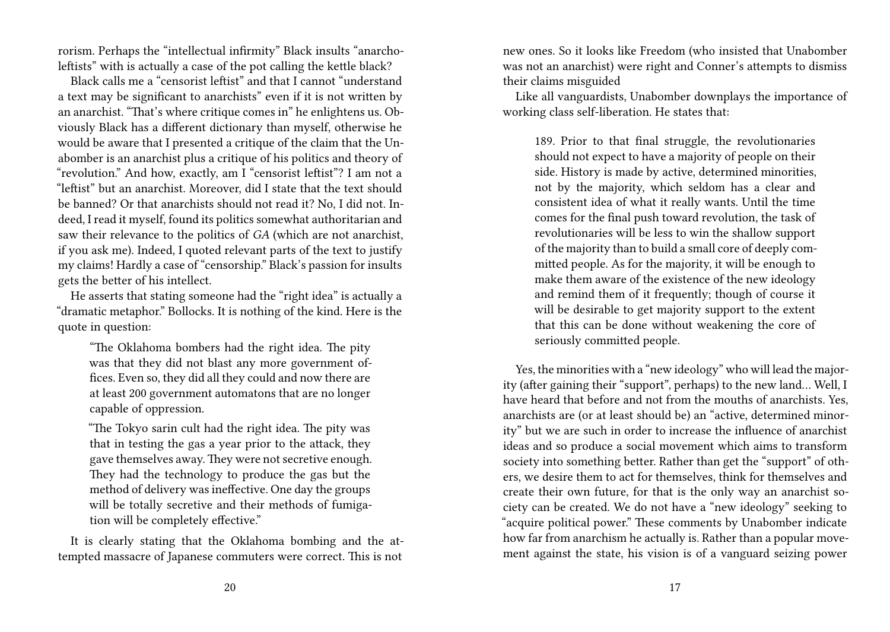rorism. Perhaps the "intellectual infirmity" Black insults "anarcholeftists" with is actually a case of the pot calling the kettle black?

Black calls me a "censorist leftist" and that I cannot "understand a text may be significant to anarchists" even if it is not written by an anarchist. "That's where critique comes in" he enlightens us. Obviously Black has a different dictionary than myself, otherwise he would be aware that I presented a critique of the claim that the Unabomber is an anarchist plus a critique of his politics and theory of "revolution." And how, exactly, am I "censorist leftist"? I am not a "leftist" but an anarchist. Moreover, did I state that the text should be banned? Or that anarchists should not read it? No, I did not. Indeed, I read it myself, found its politics somewhat authoritarian and saw their relevance to the politics of *GA* (which are not anarchist, if you ask me). Indeed, I quoted relevant parts of the text to justify my claims! Hardly a case of "censorship." Black's passion for insults gets the better of his intellect.

He asserts that stating someone had the "right idea" is actually a "dramatic metaphor." Bollocks. It is nothing of the kind. Here is the quote in question:

> "The Oklahoma bombers had the right idea. The pity was that they did not blast any more government offices. Even so, they did all they could and now there are at least 200 government automatons that are no longer capable of oppression.
>
> "The Tokyo sarin cult had the right idea. The pity was that in testing the gas a year prior to the attack, they gave themselves away. They were not secretive enough. They had the technology to produce the gas but the method of delivery was ineffective. One day the groups will be totally secretive and their methods of fumigation will be completely effective."

It is clearly stating that the Oklahoma bombing and the attempted massacre of Japanese commuters were correct. This is not

new ones. So it looks like Freedom (who insisted that Unabomber was not an anarchist) were right and Conner's attempts to dismiss their claims misguided

Like all vanguardists, Unabomber downplays the importance of working class self-liberation. He states that:

> 189. Prior to that final struggle, the revolutionaries should not expect to have a majority of people on their side. History is made by active, determined minorities, not by the majority, which seldom has a clear and consistent idea of what it really wants. Until the time comes for the final push toward revolution, the task of revolutionaries will be less to win the shallow support of the majority than to build a small core of deeply committed people. As for the majority, it will be enough to make them aware of the existence of the new ideology and remind them of it frequently; though of course it will be desirable to get majority support to the extent that this can be done without weakening the core of seriously committed people.

Yes, the minorities with a "new ideology" who will lead the majority (after gaining their "support", perhaps) to the new land… Well, I have heard that before and not from the mouths of anarchists. Yes, anarchists are (or at least should be) an "active, determined minority" but we are such in order to increase the influence of anarchist ideas and so produce a social movement which aims to transform society into something better. Rather than get the "support" of others, we desire them to act for themselves, think for themselves and create their own future, for that is the only way an anarchist society can be created. We do not have a "new ideology" seeking to "acquire political power." These comments by Unabomber indicate how far from anarchism he actually is. Rather than a popular movement against the state, his vision is of a vanguard seizing power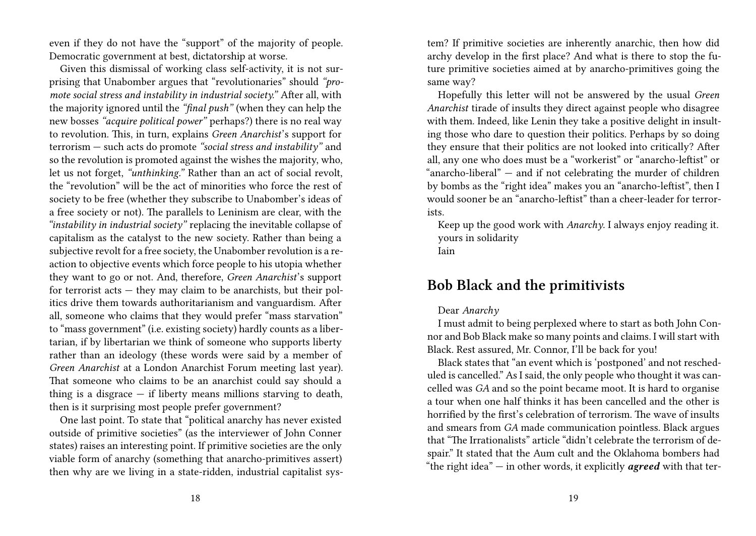even if they do not have the "support" of the majority of people. Democratic government at best, dictatorship at worse.

Given this dismissal of working class self-activity, it is not surprising that Unabomber argues that "revolutionaries" should *"promote social stress and instability in industrial society."* After all, with the majority ignored until the *"final push"* (when they can help the new bosses *"acquire political power"* perhaps?) there is no real way to revolution. This, in turn, explains *Green Anarchist*'s support for terrorism — such acts do promote *"social stress and instability"* and so the revolution is promoted against the wishes the majority, who, let us not forget, *"unthinking."* Rather than an act of social revolt, the "revolution" will be the act of minorities who force the rest of society to be free (whether they subscribe to Unabomber's ideas of a free society or not). The parallels to Leninism are clear, with the *"instability in industrial society"* replacing the inevitable collapse of capitalism as the catalyst to the new society. Rather than being a subjective revolt for a free society, the Unabomber revolution is a reaction to objective events which force people to his utopia whether they want to go or not. And, therefore, *Green Anarchist*'s support for terrorist acts — they may claim to be anarchists, but their politics drive them towards authoritarianism and vanguardism. After all, someone who claims that they would prefer "mass starvation" to "mass government" (i.e. existing society) hardly counts as a libertarian, if by libertarian we think of someone who supports liberty rather than an ideology (these words were said by a member of *Green Anarchist* at a London Anarchist Forum meeting last year). That someone who claims to be an anarchist could say should a thing is a disgrace — if liberty means millions starving to death, then is it surprising most people prefer government?

One last point. To state that "political anarchy has never existed outside of primitive societies" (as the interviewer of John Conner states) raises an interesting point. If primitive societies are the only viable form of anarchy (something that anarcho-primitives assert) then why are we living in a state-ridden, industrial capitalist system? If primitive societies are inherently anarchic, then how did archy develop in the first place? And what is there to stop the future primitive societies aimed at by anarcho-primitives going the same way?

Hopefully this letter will not be answered by the usual *Green Anarchist* tirade of insults they direct against people who disagree with them. Indeed, like Lenin they take a positive delight in insulting those who dare to question their politics. Perhaps by so doing they ensure that their politics are not looked into critically? After all, any one who does must be a "workerist" or "anarcho-leftist" or "anarcho-liberal" — and if not celebrating the murder of children by bombs as the "right idea" makes you an "anarcho-leftist", then I would sooner be an "anarcho-leftist" than a cheer-leader for terrorists.

Keep up the good work with *Anarchy*. I always enjoy reading it.

yours in solidarity

Iain

## Bob Black and the primitivists

Dear *Anarchy*

I must admit to being perplexed where to start as both John Connor and Bob Black make so many points and claims. I will start with Black. Rest assured, Mr. Connor, I'll be back for you!

Black states that "an event which is 'postponed' and not rescheduled is cancelled." As I said, the only people who thought it was cancelled was *GA* and so the point became moot. It is hard to organise a tour when one half thinks it has been cancelled and the other is horrified by the first's celebration of terrorism. The wave of insults and smears from *GA* made communication pointless. Black argues that "The Irrationalists" article "didn't celebrate the terrorism of despair." It stated that the Aum cult and the Oklahoma bombers had "the right idea" — in other words, it explicitly ***agreed*** with that ter-